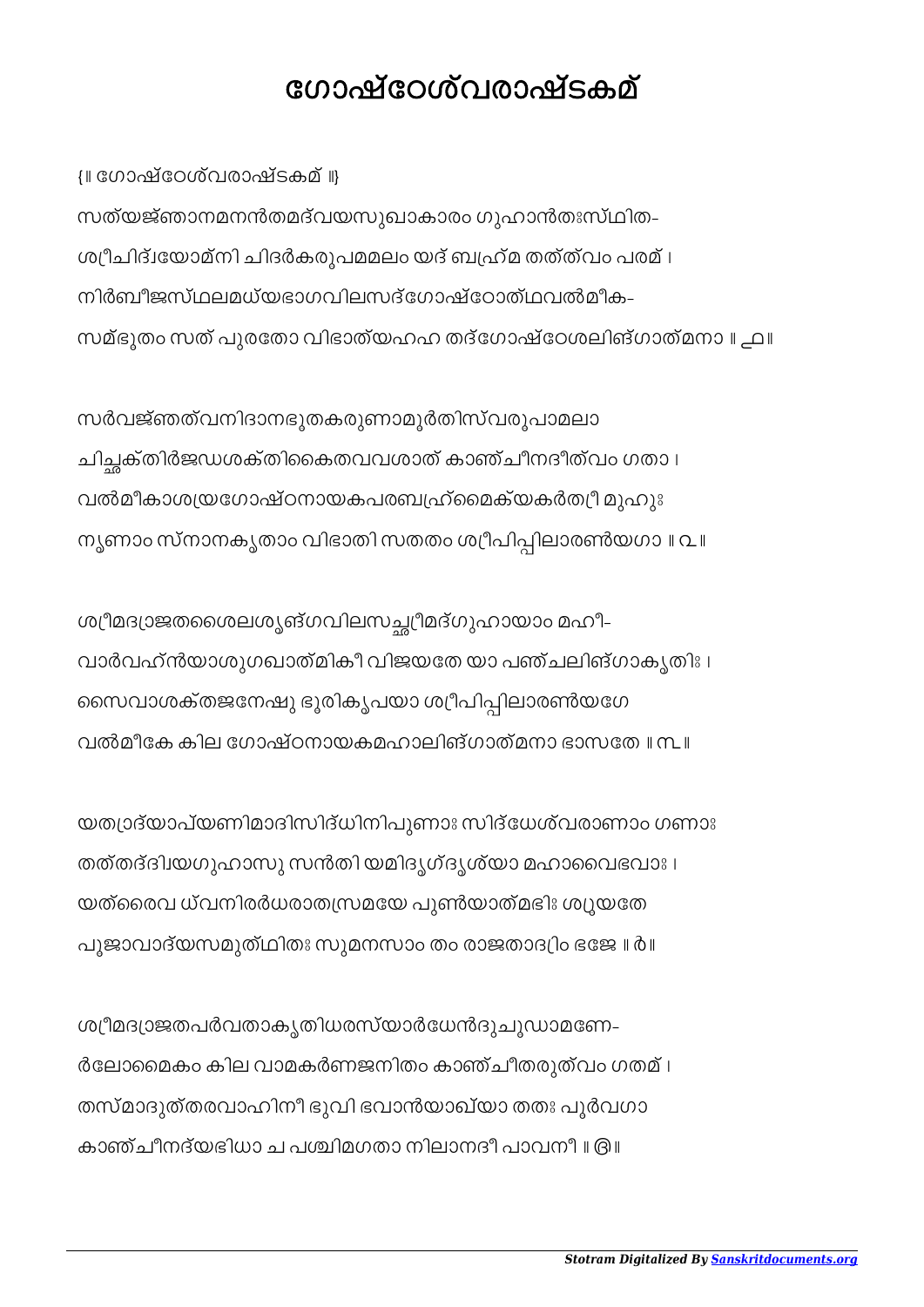# ഗോഷ്ഠേശ്വരാഷ്ടകമ്

{॥ ഗോഷ്ഠേശ്വരാഷ്ടകമ് ॥}

സത്യജ്ഞാനമനന്തമദ്വയസുഖാകാരം ഗുഹാന്തഃസ്ഥിത-
ശ്രീചിദ്വ്യോമ്നി ചിദർകരൂപമമലം യദ് ബ്രഹ്മ തത്ത്വം പരമ് ।
നിർബീജസ്ഥലമധ്യഭാഗവിലസദ്ഗോഷ്ഠോത്ഥവൽമീക-
സമ്ഭൂതം സത് പുരതോ വിഭാത്യഹഹ തദ്ഗോഷ്ഠേശലിങ്ഗാത്മനാ ॥ ൧॥

സർവജ്ഞത്വനിദാനഭൂതകരുണാമൂർതിസ്വരൂപാമലാ
ചിച്ഛക്തിർജഡശക്തികൈതവവശാത് കാഞ്ചീനദീത്വം ഗതാ ।
വൽമീകാശ്രയഗോഷ്ഠനായകപരബ്രഹ്മൈക്യകർത്രീ മുഹുഃ
നൃണാം സ്നാനകൃതാം വിഭാതി സതതം ശ്രീപിപ്പിലാരണ്യഗാ ॥ ൨॥

ശ്രീമദ്രാജതശൈലശൃങ്ഗവിലസച്ഛ്രീമദ്ഗുഹായാം മഹീ-
വാർവഹ്ന്യാശുഗഖാത്മികീ വിജയതേ യാ പഞ്ചലിങ്ഗാകൃതിഃ ।
സൈവാശക്തജനേഷു ഭൂരികൃപയാ ശ്രീപിപ്പിലാരണ്യഗേ
വൽമീകേ കില ഗോഷ്ഠനായകമഹാലിങ്ഗാത്മനാ ഭാസതേ ॥ ൩॥

യത്രാദ്യാപ്യണിമാദിസിദ്ധിനിപുണാഃ സിദ്ധേശ്വരാണാം ഗണാഃ
തത്തദ്ദിവ്യഗുഹാസു സന്തി യമിദൃഗ്ദൃശ്യാ മഹാവൈഭവാഃ ।
യത്രൈവ ധ്വനിരർധരാത്രസമയേ പുണ്യാത്മഭിഃ ശ്രൂയതേ
പൂജാവാദ്യസമുത്ഥിതഃ സുമനസാം തം രാജതാദ്രിം ഭജേ ॥ ൪॥

ശ്രീമദ്രാജതപർവതാകൃതിധരസ്യാർധേന്ദുചൂഡാമണേ-
ർലോമൈകം കില വാമകർണജനിതം കാഞ്ചീതരുത്വം ഗതമ് ।
തസ്മാദുത്തരവാഹിനീ ഭുവി ഭവാന്യാഖ്യാ തതഃ പൂർവഗാ
കാഞ്ചീനദ്യഭിധാ ച പശ്ചിമഗതാ നിലാനദീ പാവനീ ॥ ൫॥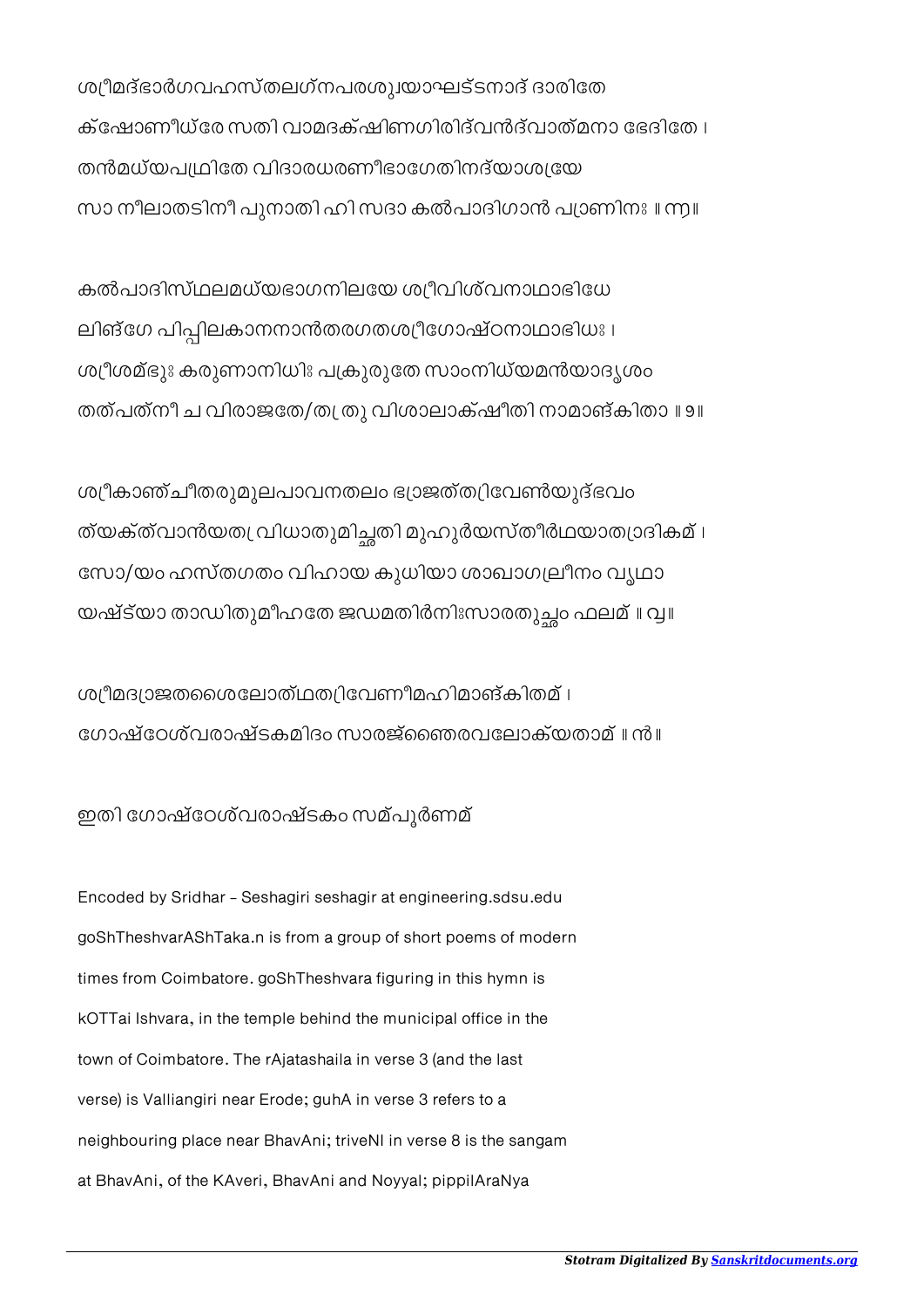ശ്രീമദ്ഭാർഗവഹസ്തലഗ്നപരശുപ്രായാഘട്ടനാദ് ദാരിതേ
ക്ഷോണീധ്രേ സതി വാമദക്ഷിണഗിരിദ്വൻദ്വാത്മനാ ഭേദിതേ ।
തൻമധ്യപ്രഥിതേ വിദാരധരണീഭാഗേതിനദ്യാശ്രയേ
സാ നീലാതടിനീ പുനാതി ഹി സദാ കൽപാദിഗാൻ പ്രാണിനഃ ॥ ൬॥

കൽപാദിസ്ഥലമധ്യഭാഗനിലയേ ശ്രീവിശ്വനാഥാഭിധേ
ലിങ്ഗേ പിപ്പിലകാനനാൻതരഗതശ്രീഗോഷ്ഠനാഥാഭിധഃ ।
ശ്രീശമ്ഭുഃ കരുണാനിധിഃ പക്രുരുതേ സാംനിധ്യമൻയാദൃശം
തത്പത്നീ ച വിരാജതേ/ത്രു വിശാലാക്ഷീതി നാമാങ്കിതാ ॥ ൭॥

ശ്രീകാഞ്ചീതരുമൂലപാവനതലം ഭ്രാജത്ത്രിവേൺയുദ്ഭവം
ത്യക്ത്വാൻയത്ര വിധാതുമിച്ഛതി മുഹുർയസ്തീർഥയാത്രാദികമ് ।
സോ/യം ഹസ്തഗതം വിഹായ കുധിയാ ശാഖാഗ്രലീനം വൃഥാ
യഷ്ട്യാ താഡിതുമീഹതേ ജഡമതിർനിഃസാരതുച്ഛം ഫലമ് ॥ ൮॥

ശ്രീമദ്രാജതശൈലോത്ഥത്രിവേണീമഹിമാങ്കിതമ് ।
ഗോഷ്ഠേശ്വരാഷ്ടകമിദം സാരജ്ഞൈരവലോക്യതാമ് ॥ ൯॥

ഇതി ഗോഷ്ഠേശ്വരാഷ്ടകം സമ്പൂർണമ്

Encoded by Sridhar - Seshagiri seshagir at engineering.sdsu.edu

goShThesvarAShTaka.n is from a group of short poems of modern times from Coimbatore. goShTheshvara figuring in this hymn is kOTTai Ishvara, in the temple behind the municipal office in the town of Coimbatore. The rAjatashaila in verse 3 (and the last verse) is Valliangiri near Erode; guhA in verse 3 refers to a neighbouring place near BhavAni; triveNI in verse 8 is the sangam at BhavAni, of the KAveri, BhavAni and Noyyal; pippilAraNya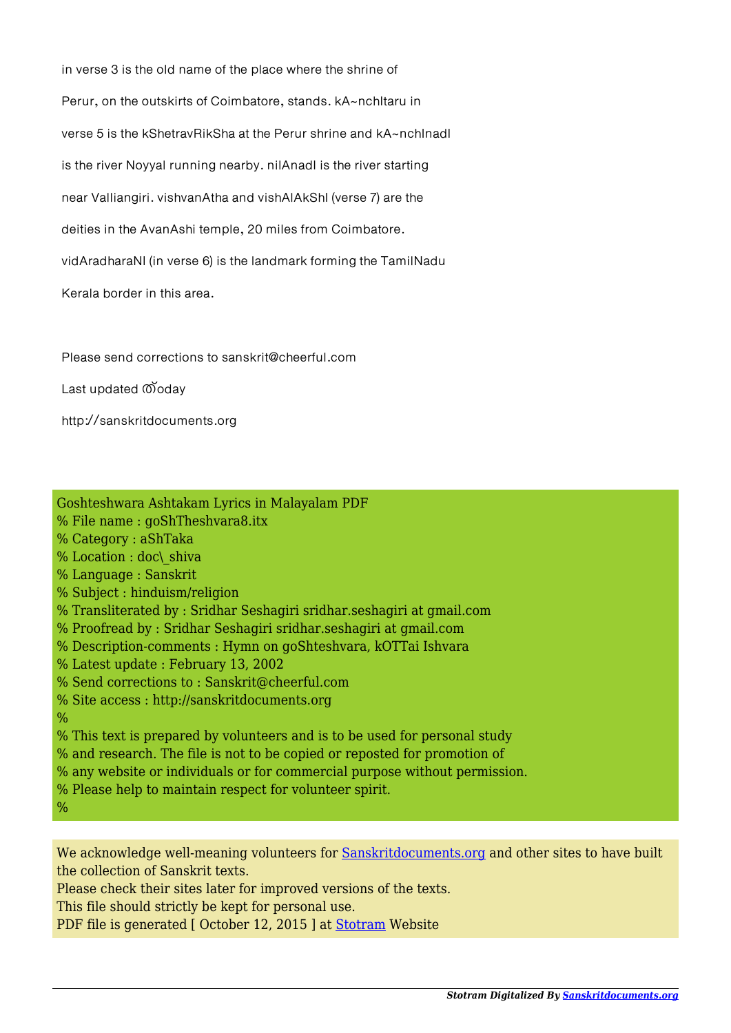in verse 3 is the old name of the place where the shrine of

Perur, on the outskirts of Coimbatore, stands. kA~nchItaru in

verse 5 is the kShetravRikSha at the Perur shrine and kA~nchInadI

is the river Noyyal running nearby. nilAnadI is the river starting

near Valliangiri. vishvanAtha and vishAlAkShI (verse 7) are the

deities in the AvanAshi temple, 20 miles from Coimbatore.

vidAradharaNI (in verse 6) is the landmark forming the TamilNadu

Kerala border in this area.

Please send corrections to sanskrit@cheerful.com

Last updated ത്oday

http://sanskritdocuments.org

Goshteshwara Ashtakam Lyrics in Malayalam PDF
% File name : goShTheshvara8.itx
% Category : aShTaka
% Location : doc\_shiva
% Language : Sanskrit
% Subject : hinduism/religion
% Transliterated by : Sridhar Seshagiri sridhar.seshagiri at gmail.com
% Proofread by : Sridhar Seshagiri sridhar.seshagiri at gmail.com
% Description-comments : Hymn on goShteshvara, kOTTai Ishvara
% Latest update : February 13, 2002
% Send corrections to : Sanskrit@cheerful.com
% Site access : http://sanskritdocuments.org
%
% This text is prepared by volunteers and is to be used for personal study
% and research. The file is not to be copied or reposted for promotion of
% any website or individuals or for commercial purpose without permission.
% Please help to maintain respect for volunteer spirit.
%

We acknowledge well-meaning volunteers for Sanskritdocuments.org and other sites to have built the collection of Sanskrit texts.
Please check their sites later for improved versions of the texts.
This file should strictly be kept for personal use.
PDF file is generated [ October 12, 2015 ] at Stotram Website